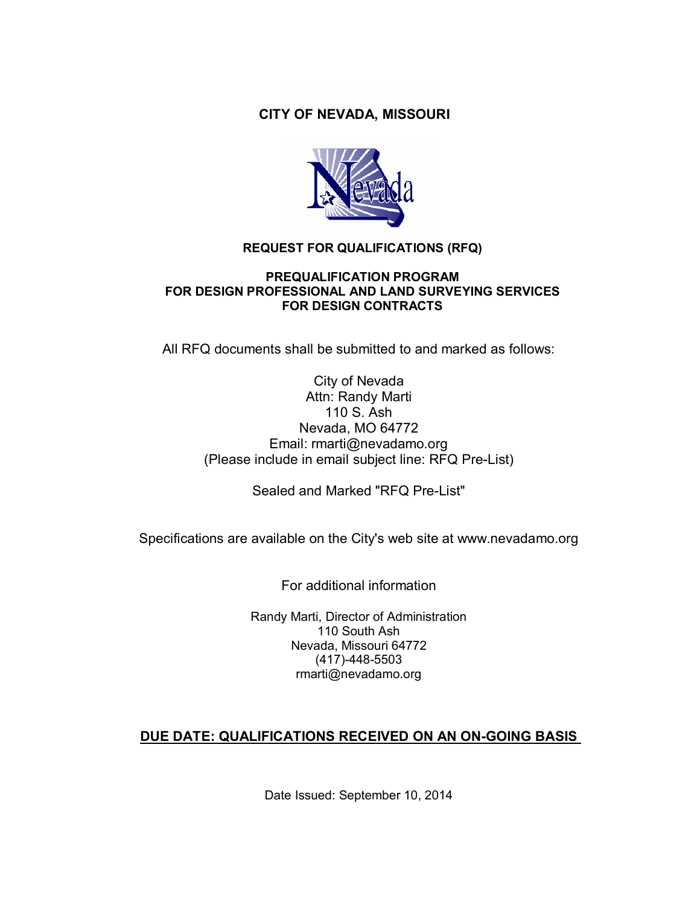# CITY OF NEVADA, MISSOURI

## REQUEST FOR QUALIFICATIONS (RFQ)

### PREQUALIFICATION PROGRAM FOR DESIGN PROFESSIONAL AND LAND SURVEYING SERVICES FOR DESIGN CONTRACTS

All RFQ documents shall be submitted to and marked as follows:

City of Nevada
Attn: Randy Marti
110 S. Ash
Nevada, MO 64772
Email: rmarti@nevadamo.org
(Please include in email subject line: RFQ Pre-List)

Sealed and Marked "RFQ Pre-List"

Specifications are available on the City's web site at www.nevadamo.org

For additional information

Randy Marti, Director of Administration
110 South Ash
Nevada, Missouri 64772
(417)-448-5503
rmarti@nevadamo.org

**DUE DATE: QUALIFICATIONS RECEIVED ON AN ON-GOING BASIS**

Date Issued: September 10, 2014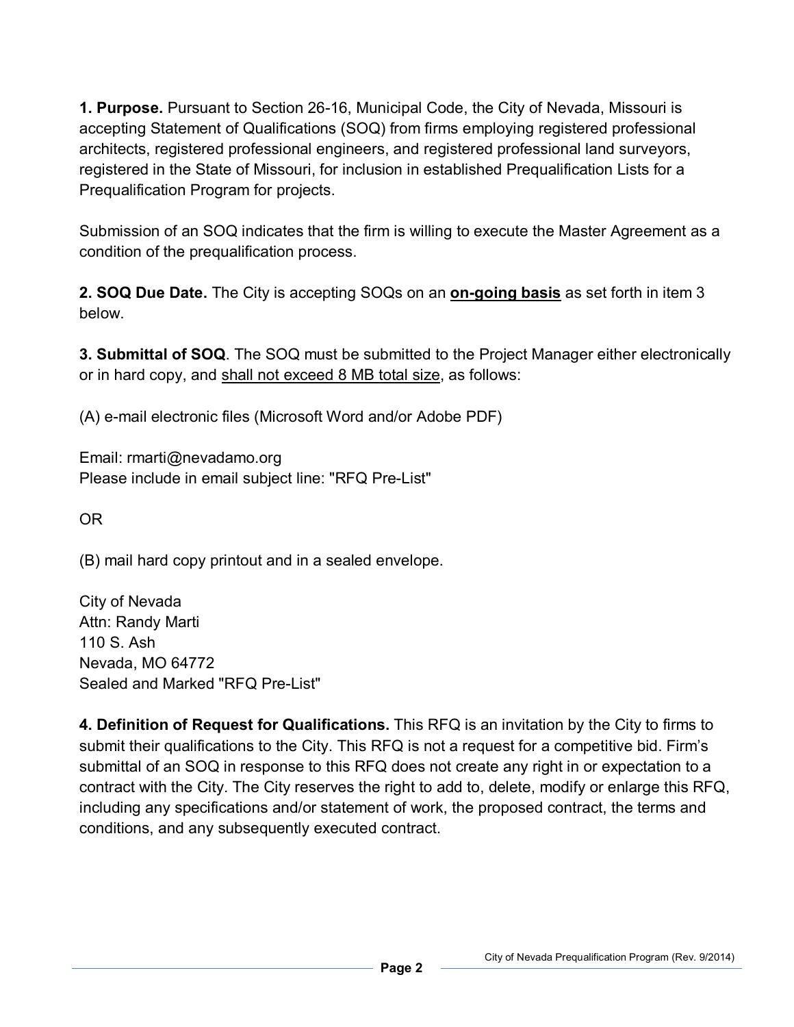**1. Purpose.** Pursuant to Section 26-16, Municipal Code, the City of Nevada, Missouri is accepting Statement of Qualifications (SOQ) from firms employing registered professional architects, registered professional engineers, and registered professional land surveyors, registered in the State of Missouri, for inclusion in established Prequalification Lists for a Prequalification Program for projects.

Submission of an SOQ indicates that the firm is willing to execute the Master Agreement as a condition of the prequalification process.

**2. SOQ Due Date.** The City is accepting SOQs on an **on-going basis** as set forth in item 3 below.

**3. Submittal of SOQ**. The SOQ must be submitted to the Project Manager either electronically or in hard copy, and shall not exceed 8 MB total size, as follows:

(A) e-mail electronic files (Microsoft Word and/or Adobe PDF)

Email: rmarti@nevadamo.org
Please include in email subject line: "RFQ Pre-List"

OR

(B) mail hard copy printout and in a sealed envelope.

City of Nevada
Attn: Randy Marti
110 S. Ash
Nevada, MO 64772
Sealed and Marked "RFQ Pre-List"

**4. Definition of Request for Qualifications.** This RFQ is an invitation by the City to firms to submit their qualifications to the City. This RFQ is not a request for a competitive bid. Firm's submittal of an SOQ in response to this RFQ does not create any right in or expectation to a contract with the City. The City reserves the right to add to, delete, modify or enlarge this RFQ, including any specifications and/or statement of work, the proposed contract, the terms and conditions, and any subsequently executed contract.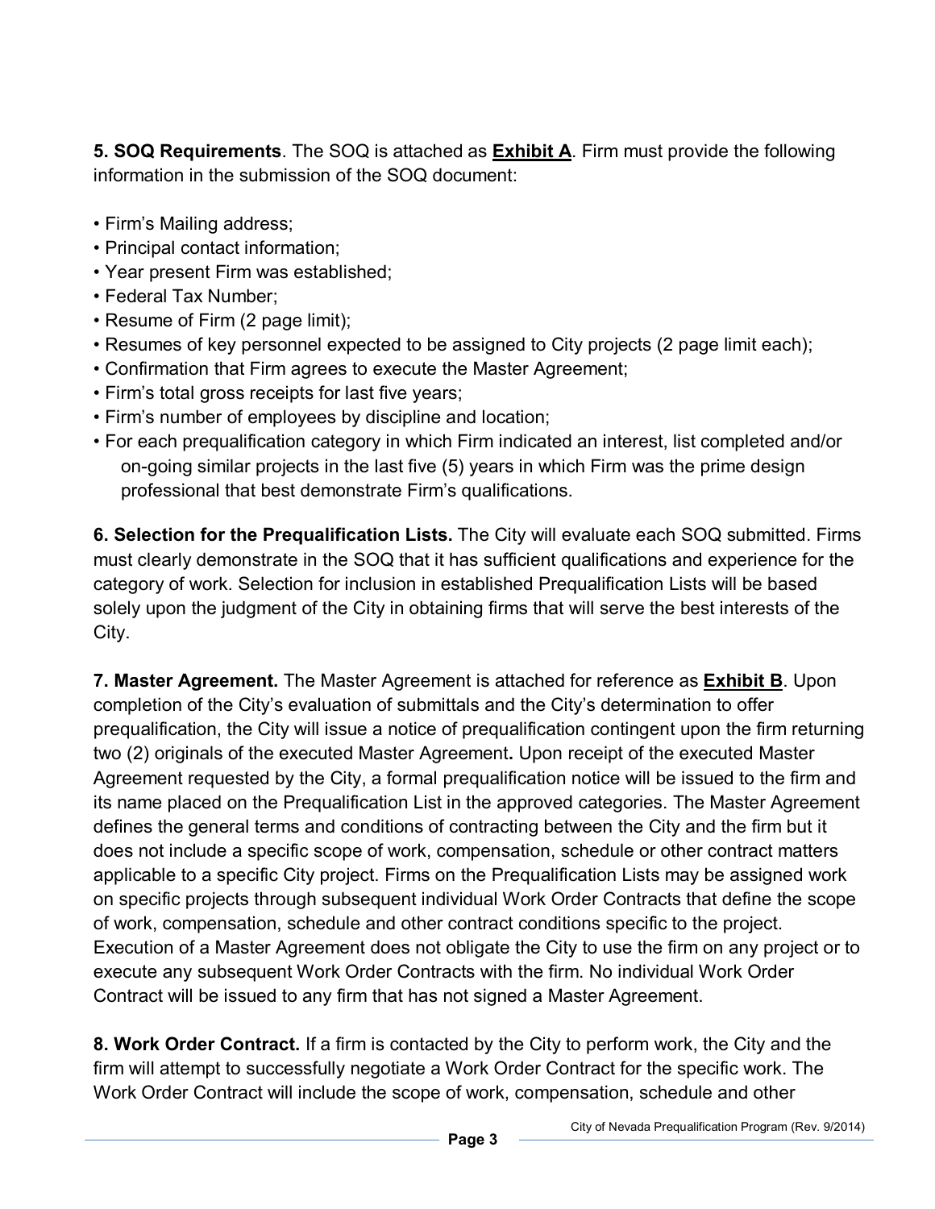**5. SOQ Requirements**. The SOQ is attached as **Exhibit A**. Firm must provide the following information in the submission of the SOQ document:

- Firm's Mailing address;
- Principal contact information;
- Year present Firm was established;
- Federal Tax Number;
- Resume of Firm (2 page limit);
- Resumes of key personnel expected to be assigned to City projects (2 page limit each);
- Confirmation that Firm agrees to execute the Master Agreement;
- Firm's total gross receipts for last five years;
- Firm's number of employees by discipline and location;
- For each prequalification category in which Firm indicated an interest, list completed and/or on-going similar projects in the last five (5) years in which Firm was the prime design professional that best demonstrate Firm's qualifications.

**6. Selection for the Prequalification Lists.** The City will evaluate each SOQ submitted. Firms must clearly demonstrate in the SOQ that it has sufficient qualifications and experience for the category of work. Selection for inclusion in established Prequalification Lists will be based solely upon the judgment of the City in obtaining firms that will serve the best interests of the City.

**7. Master Agreement.** The Master Agreement is attached for reference as **Exhibit B**. Upon completion of the City's evaluation of submittals and the City's determination to offer prequalification, the City will issue a notice of prequalification contingent upon the firm returning two (2) originals of the executed Master Agreement**.** Upon receipt of the executed Master Agreement requested by the City, a formal prequalification notice will be issued to the firm and its name placed on the Prequalification List in the approved categories. The Master Agreement defines the general terms and conditions of contracting between the City and the firm but it does not include a specific scope of work, compensation, schedule or other contract matters applicable to a specific City project. Firms on the Prequalification Lists may be assigned work on specific projects through subsequent individual Work Order Contracts that define the scope of work, compensation, schedule and other contract conditions specific to the project. Execution of a Master Agreement does not obligate the City to use the firm on any project or to execute any subsequent Work Order Contracts with the firm. No individual Work Order Contract will be issued to any firm that has not signed a Master Agreement.

**8. Work Order Contract.** If a firm is contacted by the City to perform work, the City and the firm will attempt to successfully negotiate a Work Order Contract for the specific work. The Work Order Contract will include the scope of work, compensation, schedule and other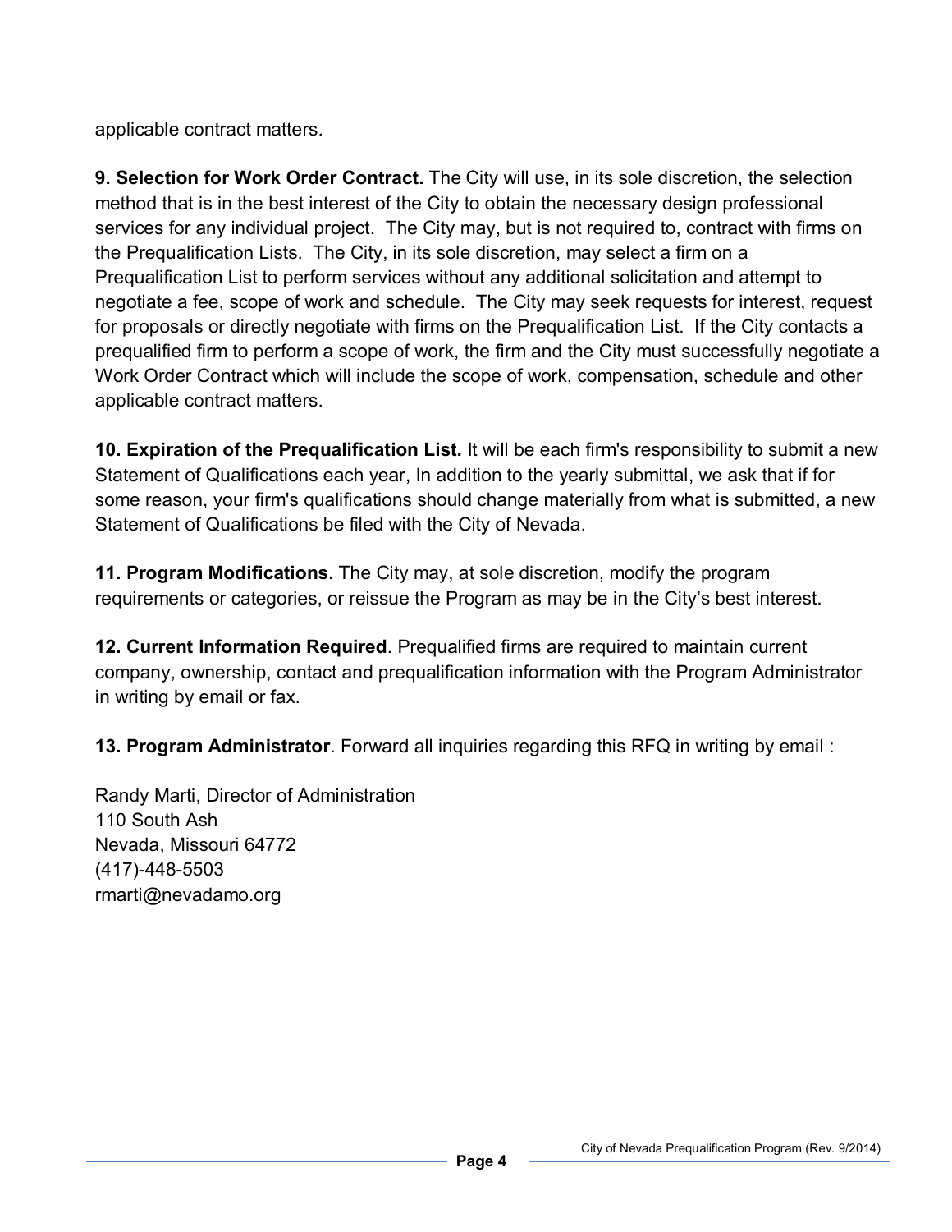applicable contract matters.

**9. Selection for Work Order Contract.** The City will use, in its sole discretion, the selection method that is in the best interest of the City to obtain the necessary design professional services for any individual project. The City may, but is not required to, contract with firms on the Prequalification Lists. The City, in its sole discretion, may select a firm on a Prequalification List to perform services without any additional solicitation and attempt to negotiate a fee, scope of work and schedule. The City may seek requests for interest, request for proposals or directly negotiate with firms on the Prequalification List. If the City contacts a prequalified firm to perform a scope of work, the firm and the City must successfully negotiate a Work Order Contract which will include the scope of work, compensation, schedule and other applicable contract matters.

**10. Expiration of the Prequalification List.** It will be each firm's responsibility to submit a new Statement of Qualifications each year, In addition to the yearly submittal, we ask that if for some reason, your firm's qualifications should change materially from what is submitted, a new Statement of Qualifications be filed with the City of Nevada.

**11. Program Modifications.** The City may, at sole discretion, modify the program requirements or categories, or reissue the Program as may be in the City's best interest.

**12. Current Information Required**. Prequalified firms are required to maintain current company, ownership, contact and prequalification information with the Program Administrator in writing by email or fax.

**13. Program Administrator**. Forward all inquiries regarding this RFQ in writing by email :

Randy Marti, Director of Administration
110 South Ash
Nevada, Missouri 64772
(417)-448-5503
rmarti@nevadamo.org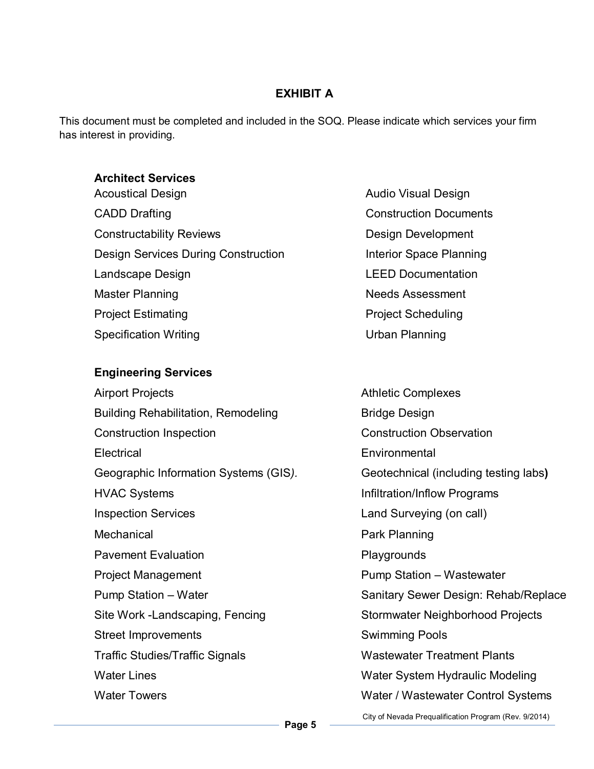# EXHIBIT A

This document must be completed and included in the SOQ. Please indicate which services your firm has interest in providing.

**Architect Services**

Acoustical Design

Audio Visual Design

CADD Drafting

Construction Documents

Constructability Reviews

Design Development

Design Services During Construction

Interior Space Planning

Landscape Design

LEED Documentation

Master Planning

Needs Assessment

Project Estimating

Project Scheduling

Specification Writing

Urban Planning

**Engineering Services**

Airport Projects

Athletic Complexes

Building Rehabilitation, Remodeling

Bridge Design

Construction Inspection

Construction Observation

Electrical

Environmental

Geographic Information Systems (GIS).

Geotechnical (including testing labs)

HVAC Systems

Infiltration/Inflow Programs

Inspection Services

Land Surveying (on call)

Mechanical

Park Planning

Pavement Evaluation

Playgrounds

Project Management

Pump Station – Wastewater

Pump Station – Water

Sanitary Sewer Design: Rehab/Replace

Site Work -Landscaping, Fencing

Stormwater Neighborhood Projects

Street Improvements

Swimming Pools

Traffic Studies/Traffic Signals

Wastewater Treatment Plants

Water Lines

Water System Hydraulic Modeling

Water Towers

Water / Wastewater Control Systems